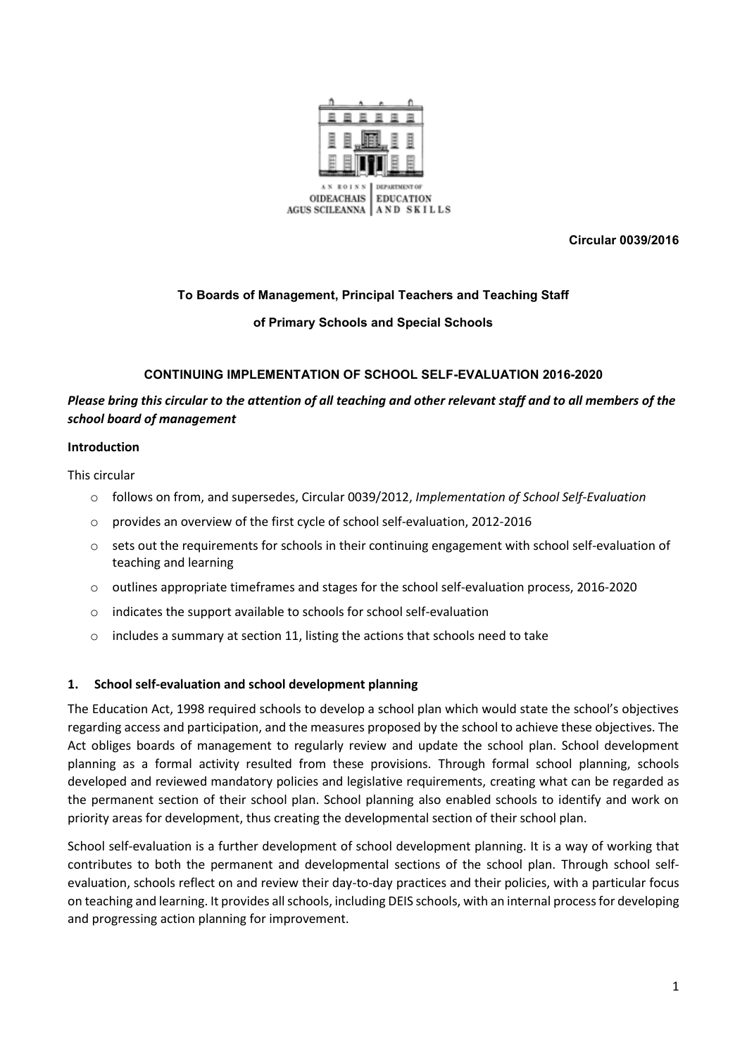AN ROINN OIDEACHAIS AGUS SCILEANNA | DEPARTMENT OF EDUCATION AND SKILLS

**Circular 0039/2016**

**To Boards of Management, Principal Teachers and Teaching Staff**

**of Primary Schools and Special Schools**

**CONTINUING IMPLEMENTATION OF SCHOOL SELF-EVALUATION 2016-2020**

***Please bring this circular to the attention of all teaching and other relevant staff and to all members of the school board of management***

**Introduction**

This circular

- follows on from, and supersedes, Circular 0039/2012, *Implementation of School Self-Evaluation*
- provides an overview of the first cycle of school self-evaluation, 2012-2016
- sets out the requirements for schools in their continuing engagement with school self-evaluation of teaching and learning
- outlines appropriate timeframes and stages for the school self-evaluation process, 2016-2020
- indicates the support available to schools for school self-evaluation
- includes a summary at section 11, listing the actions that schools need to take

## 1. School self-evaluation and school development planning

The Education Act, 1998 required schools to develop a school plan which would state the school's objectives regarding access and participation, and the measures proposed by the school to achieve these objectives. The Act obliges boards of management to regularly review and update the school plan. School development planning as a formal activity resulted from these provisions. Through formal school planning, schools developed and reviewed mandatory policies and legislative requirements, creating what can be regarded as the permanent section of their school plan. School planning also enabled schools to identify and work on priority areas for development, thus creating the developmental section of their school plan.

School self-evaluation is a further development of school development planning. It is a way of working that contributes to both the permanent and developmental sections of the school plan. Through school self-evaluation, schools reflect on and review their day-to-day practices and their policies, with a particular focus on teaching and learning. It provides all schools, including DEIS schools, with an internal process for developing and progressing action planning for improvement.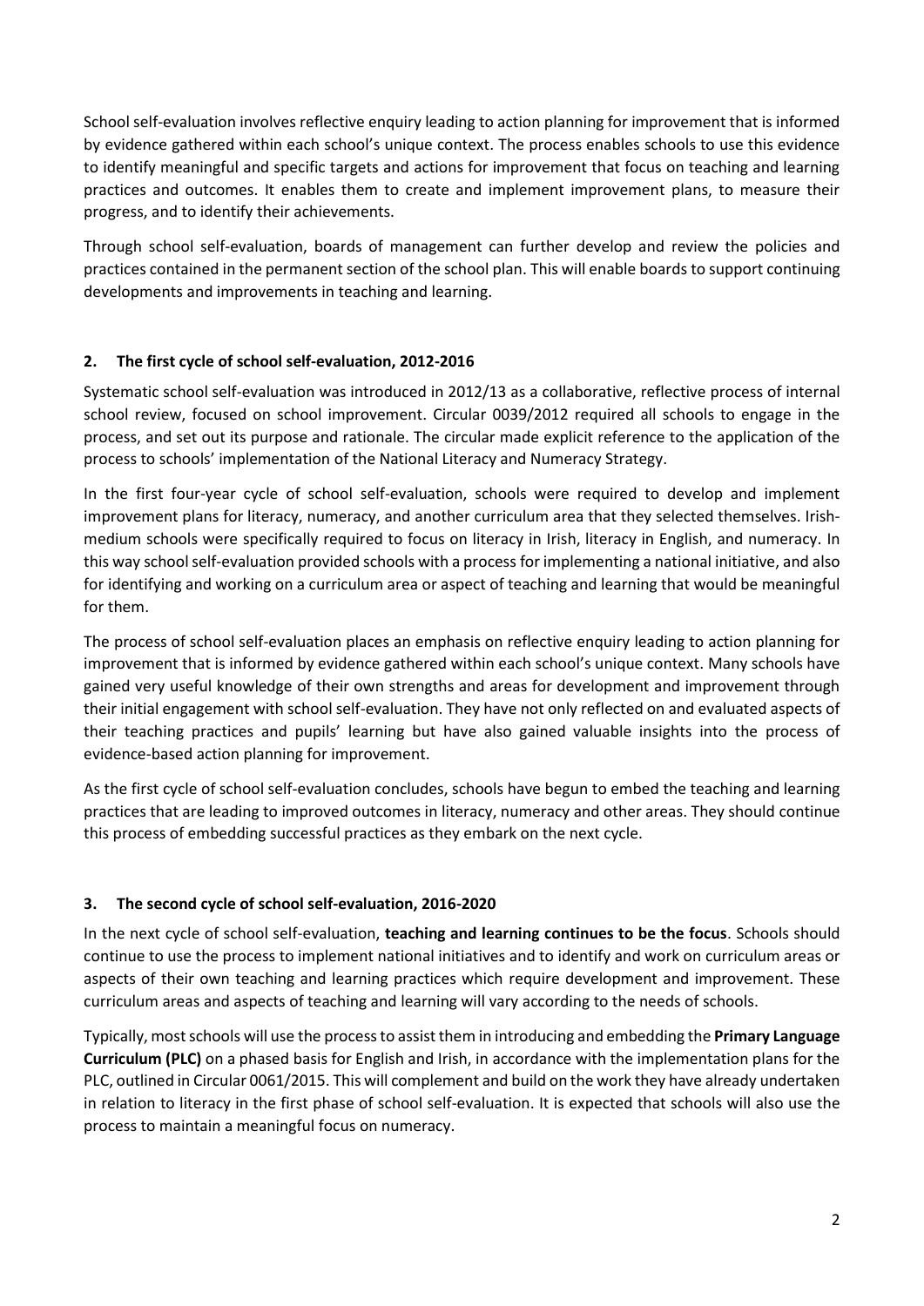School self-evaluation involves reflective enquiry leading to action planning for improvement that is informed by evidence gathered within each school's unique context. The process enables schools to use this evidence to identify meaningful and specific targets and actions for improvement that focus on teaching and learning practices and outcomes. It enables them to create and implement improvement plans, to measure their progress, and to identify their achievements.

Through school self-evaluation, boards of management can further develop and review the policies and practices contained in the permanent section of the school plan. This will enable boards to support continuing developments and improvements in teaching and learning.

## 2. The first cycle of school self-evaluation, 2012-2016

Systematic school self-evaluation was introduced in 2012/13 as a collaborative, reflective process of internal school review, focused on school improvement. Circular 0039/2012 required all schools to engage in the process, and set out its purpose and rationale. The circular made explicit reference to the application of the process to schools' implementation of the National Literacy and Numeracy Strategy.

In the first four-year cycle of school self-evaluation, schools were required to develop and implement improvement plans for literacy, numeracy, and another curriculum area that they selected themselves. Irish-medium schools were specifically required to focus on literacy in Irish, literacy in English, and numeracy. In this way school self-evaluation provided schools with a process for implementing a national initiative, and also for identifying and working on a curriculum area or aspect of teaching and learning that would be meaningful for them.

The process of school self-evaluation places an emphasis on reflective enquiry leading to action planning for improvement that is informed by evidence gathered within each school's unique context. Many schools have gained very useful knowledge of their own strengths and areas for development and improvement through their initial engagement with school self-evaluation. They have not only reflected on and evaluated aspects of their teaching practices and pupils' learning but have also gained valuable insights into the process of evidence-based action planning for improvement.

As the first cycle of school self-evaluation concludes, schools have begun to embed the teaching and learning practices that are leading to improved outcomes in literacy, numeracy and other areas. They should continue this process of embedding successful practices as they embark on the next cycle.

## 3. The second cycle of school self-evaluation, 2016-2020

In the next cycle of school self-evaluation, **teaching and learning continues to be the focus**. Schools should continue to use the process to implement national initiatives and to identify and work on curriculum areas or aspects of their own teaching and learning practices which require development and improvement. These curriculum areas and aspects of teaching and learning will vary according to the needs of schools.

Typically, most schools will use the process to assist them in introducing and embedding the **Primary Language Curriculum (PLC)** on a phased basis for English and Irish, in accordance with the implementation plans for the PLC, outlined in Circular 0061/2015. This will complement and build on the work they have already undertaken in relation to literacy in the first phase of school self-evaluation. It is expected that schools will also use the process to maintain a meaningful focus on numeracy.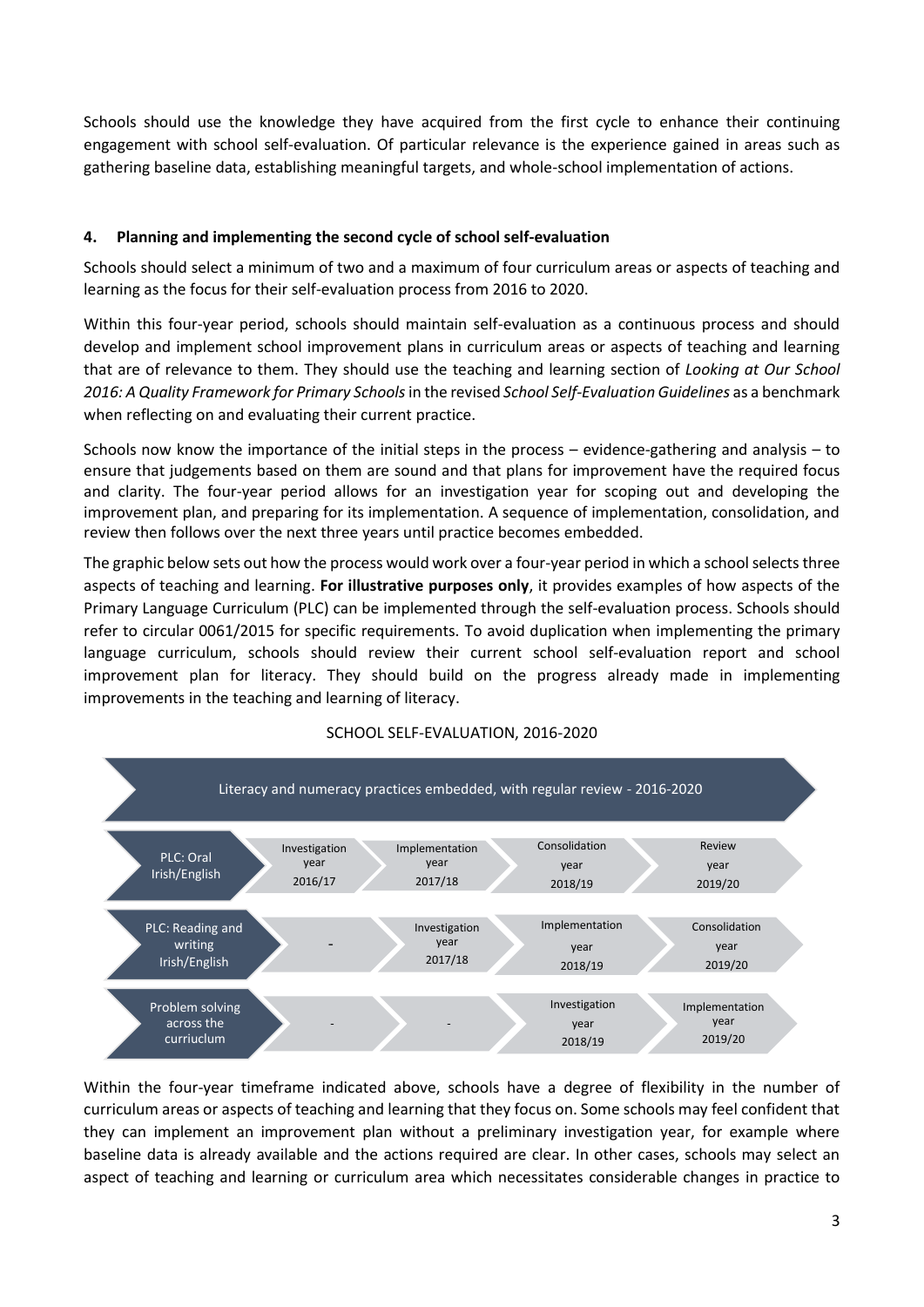Schools should use the knowledge they have acquired from the first cycle to enhance their continuing engagement with school self-evaluation. Of particular relevance is the experience gained in areas such as gathering baseline data, establishing meaningful targets, and whole-school implementation of actions.

## 4. Planning and implementing the second cycle of school self-evaluation

Schools should select a minimum of two and a maximum of four curriculum areas or aspects of teaching and learning as the focus for their self-evaluation process from 2016 to 2020.

Within this four-year period, schools should maintain self-evaluation as a continuous process and should develop and implement school improvement plans in curriculum areas or aspects of teaching and learning that are of relevance to them. They should use the teaching and learning section of *Looking at Our School 2016: A Quality Framework for Primary Schools* in the revised *School Self-Evaluation Guidelines* as a benchmark when reflecting on and evaluating their current practice.

Schools now know the importance of the initial steps in the process – evidence-gathering and analysis – to ensure that judgements based on them are sound and that plans for improvement have the required focus and clarity. The four-year period allows for an investigation year for scoping out and developing the improvement plan, and preparing for its implementation. A sequence of implementation, consolidation, and review then follows over the next three years until practice becomes embedded.

The graphic below sets out how the process would work over a four-year period in which a school selects three aspects of teaching and learning. **For illustrative purposes only**, it provides examples of how aspects of the Primary Language Curriculum (PLC) can be implemented through the self-evaluation process. Schools should refer to circular 0061/2015 for specific requirements. To avoid duplication when implementing the primary language curriculum, schools should review their current school self-evaluation report and school improvement plan for literacy. They should build on the progress already made in implementing improvements in the teaching and learning of literacy.

SCHOOL SELF-EVALUATION, 2016-2020

Literacy and numeracy practices embedded, with regular review - 2016-2020

| | | | | |
|---|---|---|---|---|
| PLC: Oral Irish/English | Investigation year 2016/17 | Implementation year 2017/18 | Consolidation year 2018/19 | Review year 2019/20 |
| PLC: Reading and writing Irish/English | - | Investigation year 2017/18 | Implementation year 2018/19 | Consolidation year 2019/20 |
| Problem solving across the curriuclum | - | - | Investigation year 2018/19 | Implementation year 2019/20 |

Within the four-year timeframe indicated above, schools have a degree of flexibility in the number of curriculum areas or aspects of teaching and learning that they focus on. Some schools may feel confident that they can implement an improvement plan without a preliminary investigation year, for example where baseline data is already available and the actions required are clear. In other cases, schools may select an aspect of teaching and learning or curriculum area which necessitates considerable changes in practice to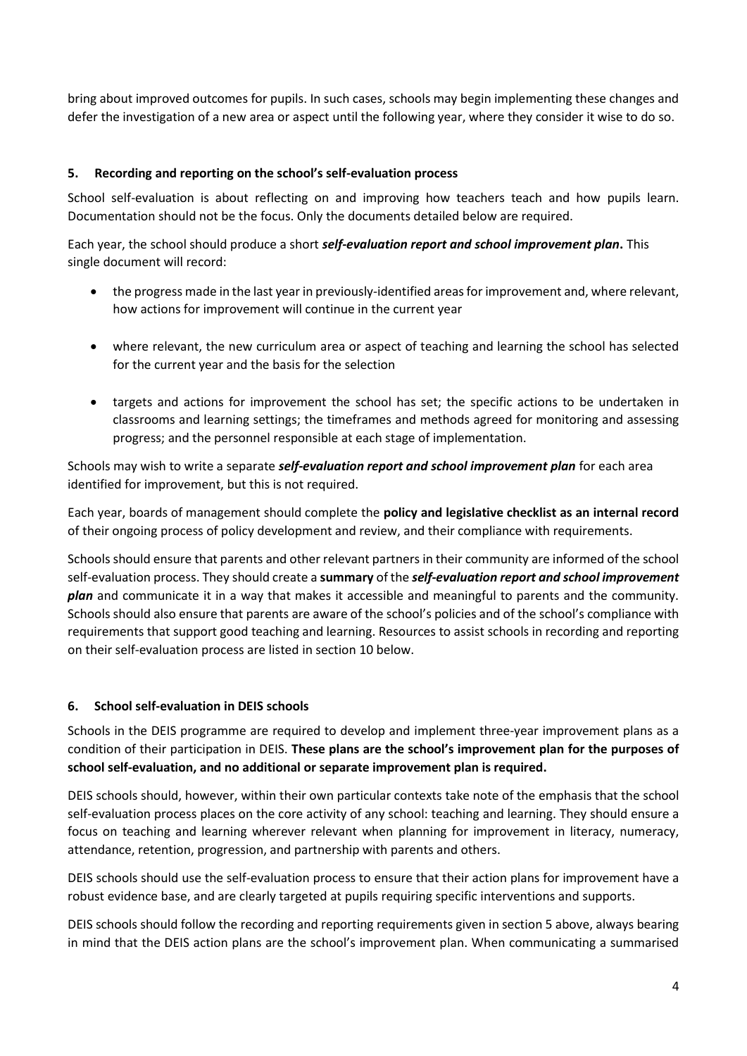bring about improved outcomes for pupils. In such cases, schools may begin implementing these changes and defer the investigation of a new area or aspect until the following year, where they consider it wise to do so.

## 5. Recording and reporting on the school's self-evaluation process

School self-evaluation is about reflecting on and improving how teachers teach and how pupils learn. Documentation should not be the focus. Only the documents detailed below are required.

Each year, the school should produce a short ***self-evaluation report and school improvement plan*.** This single document will record:

- the progress made in the last year in previously-identified areas for improvement and, where relevant, how actions for improvement will continue in the current year
- where relevant, the new curriculum area or aspect of teaching and learning the school has selected for the current year and the basis for the selection
- targets and actions for improvement the school has set; the specific actions to be undertaken in classrooms and learning settings; the timeframes and methods agreed for monitoring and assessing progress; and the personnel responsible at each stage of implementation.

Schools may wish to write a separate ***self-evaluation report and school improvement plan*** for each area identified for improvement, but this is not required.

Each year, boards of management should complete the **policy and legislative checklist as an internal record** of their ongoing process of policy development and review, and their compliance with requirements.

Schools should ensure that parents and other relevant partners in their community are informed of the school self-evaluation process. They should create a **summary** of the ***self-evaluation report and school improvement plan*** and communicate it in a way that makes it accessible and meaningful to parents and the community. Schools should also ensure that parents are aware of the school's policies and of the school's compliance with requirements that support good teaching and learning. Resources to assist schools in recording and reporting on their self-evaluation process are listed in section 10 below.

## 6. School self-evaluation in DEIS schools

Schools in the DEIS programme are required to develop and implement three-year improvement plans as a condition of their participation in DEIS. **These plans are the school's improvement plan for the purposes of school self-evaluation, and no additional or separate improvement plan is required.**

DEIS schools should, however, within their own particular contexts take note of the emphasis that the school self-evaluation process places on the core activity of any school: teaching and learning. They should ensure a focus on teaching and learning wherever relevant when planning for improvement in literacy, numeracy, attendance, retention, progression, and partnership with parents and others.

DEIS schools should use the self-evaluation process to ensure that their action plans for improvement have a robust evidence base, and are clearly targeted at pupils requiring specific interventions and supports.

DEIS schools should follow the recording and reporting requirements given in section 5 above, always bearing in mind that the DEIS action plans are the school's improvement plan. When communicating a summarised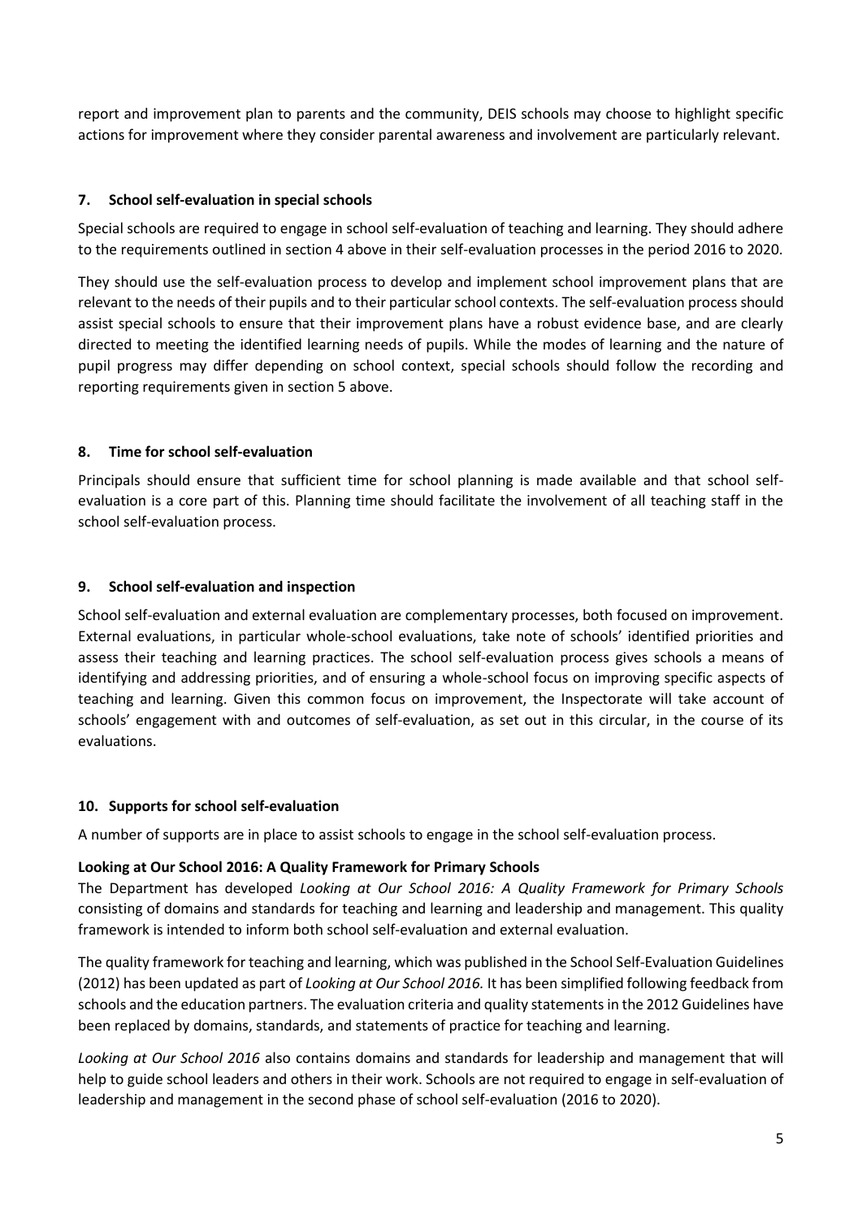report and improvement plan to parents and the community, DEIS schools may choose to highlight specific actions for improvement where they consider parental awareness and involvement are particularly relevant.

## 7. School self-evaluation in special schools

Special schools are required to engage in school self-evaluation of teaching and learning. They should adhere to the requirements outlined in section 4 above in their self-evaluation processes in the period 2016 to 2020.

They should use the self-evaluation process to develop and implement school improvement plans that are relevant to the needs of their pupils and to their particular school contexts. The self-evaluation process should assist special schools to ensure that their improvement plans have a robust evidence base, and are clearly directed to meeting the identified learning needs of pupils. While the modes of learning and the nature of pupil progress may differ depending on school context, special schools should follow the recording and reporting requirements given in section 5 above.

## 8. Time for school self-evaluation

Principals should ensure that sufficient time for school planning is made available and that school self-evaluation is a core part of this. Planning time should facilitate the involvement of all teaching staff in the school self-evaluation process.

## 9. School self-evaluation and inspection

School self-evaluation and external evaluation are complementary processes, both focused on improvement. External evaluations, in particular whole-school evaluations, take note of schools' identified priorities and assess their teaching and learning practices. The school self-evaluation process gives schools a means of identifying and addressing priorities, and of ensuring a whole-school focus on improving specific aspects of teaching and learning. Given this common focus on improvement, the Inspectorate will take account of schools' engagement with and outcomes of self-evaluation, as set out in this circular, in the course of its evaluations.

## 10. Supports for school self-evaluation

A number of supports are in place to assist schools to engage in the school self-evaluation process.

### Looking at Our School 2016: A Quality Framework for Primary Schools

The Department has developed *Looking at Our School 2016: A Quality Framework for Primary Schools* consisting of domains and standards for teaching and learning and leadership and management. This quality framework is intended to inform both school self-evaluation and external evaluation.

The quality framework for teaching and learning, which was published in the School Self-Evaluation Guidelines (2012) has been updated as part of *Looking at Our School 2016.* It has been simplified following feedback from schools and the education partners. The evaluation criteria and quality statements in the 2012 Guidelines have been replaced by domains, standards, and statements of practice for teaching and learning.

*Looking at Our School 2016* also contains domains and standards for leadership and management that will help to guide school leaders and others in their work. Schools are not required to engage in self-evaluation of leadership and management in the second phase of school self-evaluation (2016 to 2020).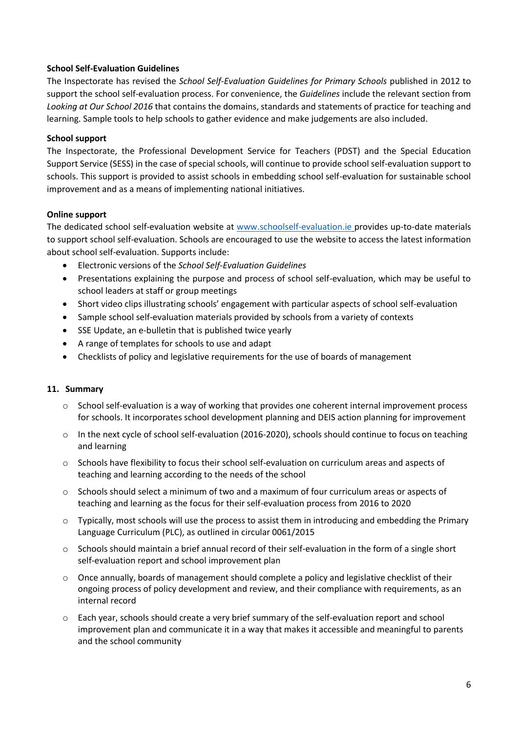**School Self-Evaluation Guidelines**

The Inspectorate has revised the *School Self-Evaluation Guidelines for Primary Schools* published in 2012 to support the school self-evaluation process. For convenience, the *Guidelines* include the relevant section from *Looking at Our School 2016* that contains the domains, standards and statements of practice for teaching and learning. Sample tools to help schools to gather evidence and make judgements are also included.

**School support**

The Inspectorate, the Professional Development Service for Teachers (PDST) and the Special Education Support Service (SESS) in the case of special schools, will continue to provide school self-evaluation support to schools. This support is provided to assist schools in embedding school self-evaluation for sustainable school improvement and as a means of implementing national initiatives.

**Online support**

The dedicated school self-evaluation website at [www.schoolself-evaluation.ie](http://www.schoolself-evaluation.ie) provides up-to-date materials to support school self-evaluation. Schools are encouraged to use the website to access the latest information about school self-evaluation. Supports include:

- Electronic versions of the *School Self-Evaluation Guidelines*
- Presentations explaining the purpose and process of school self-evaluation, which may be useful to school leaders at staff or group meetings
- Short video clips illustrating schools' engagement with particular aspects of school self-evaluation
- Sample school self-evaluation materials provided by schools from a variety of contexts
- SSE Update, an e-bulletin that is published twice yearly
- A range of templates for schools to use and adapt
- Checklists of policy and legislative requirements for the use of boards of management

**11. Summary**

- School self-evaluation is a way of working that provides one coherent internal improvement process for schools. It incorporates school development planning and DEIS action planning for improvement
- In the next cycle of school self-evaluation (2016-2020), schools should continue to focus on teaching and learning
- Schools have flexibility to focus their school self-evaluation on curriculum areas and aspects of teaching and learning according to the needs of the school
- Schools should select a minimum of two and a maximum of four curriculum areas or aspects of teaching and learning as the focus for their self-evaluation process from 2016 to 2020
- Typically, most schools will use the process to assist them in introducing and embedding the Primary Language Curriculum (PLC), as outlined in circular 0061/2015
- Schools should maintain a brief annual record of their self-evaluation in the form of a single short self-evaluation report and school improvement plan
- Once annually, boards of management should complete a policy and legislative checklist of their ongoing process of policy development and review, and their compliance with requirements, as an internal record
- Each year, schools should create a very brief summary of the self-evaluation report and school improvement plan and communicate it in a way that makes it accessible and meaningful to parents and the school community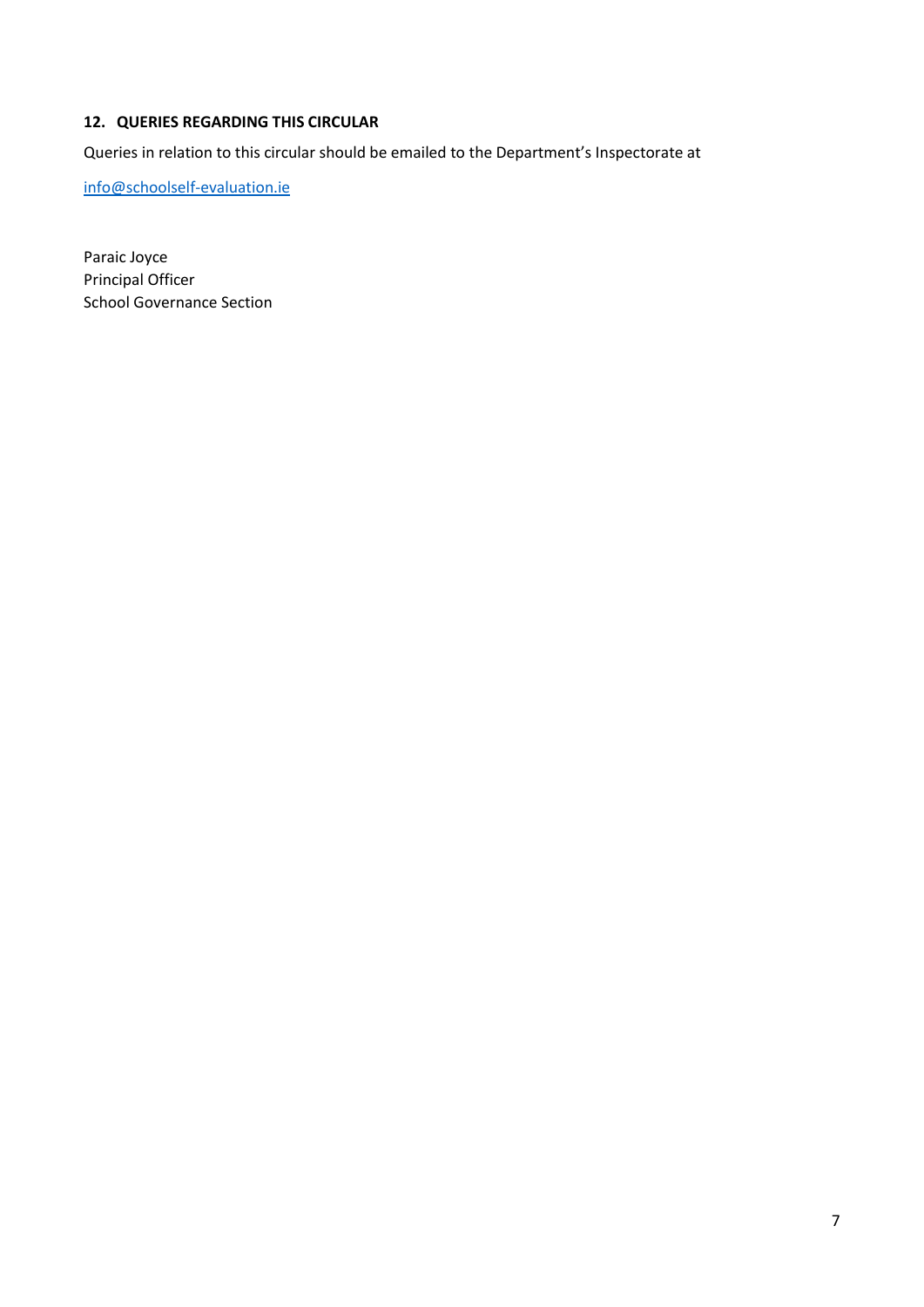## 12. QUERIES REGARDING THIS CIRCULAR

Queries in relation to this circular should be emailed to the Department's Inspectorate at

info@schoolself-evaluation.ie

Paraic Joyce
Principal Officer
School Governance Section